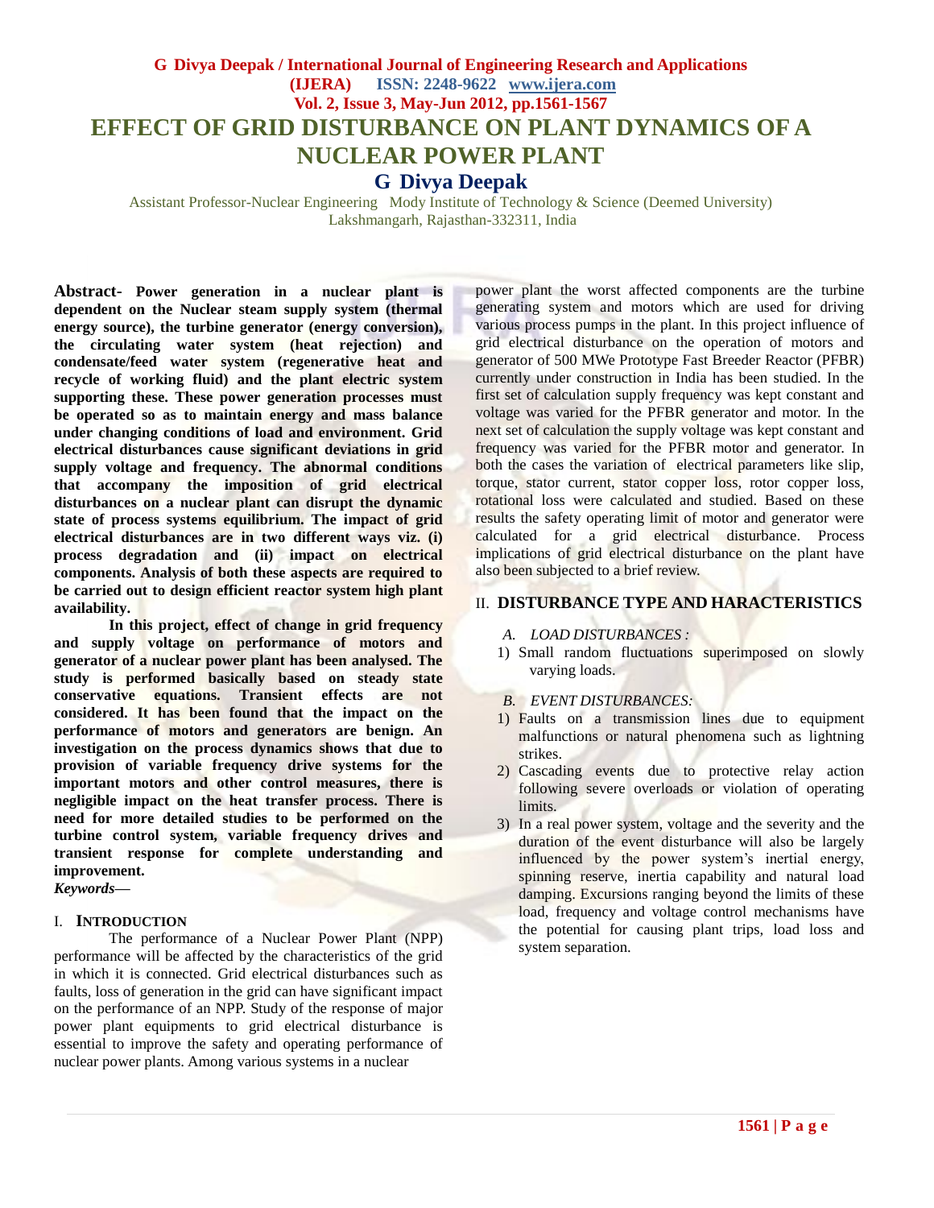# EFFECT OF GRID DISTURBANCE ON PLANT DYNAMICS OF A NUCLEAR POWER PLANT

## G Divya Deepak

Assistant Professor-Nuclear Engineering Mody Institute of Technology & Science (Deemed University)
Lakshmangarh, Rajasthan-332311, India

**Abstract- Power generation in a nuclear plant is dependent on the Nuclear steam supply system (thermal energy source), the turbine generator (energy conversion), the circulating water system (heat rejection) and condensate/feed water system (regenerative heat and recycle of working fluid) and the plant electric system supporting these. These power generation processes must be operated so as to maintain energy and mass balance under changing conditions of load and environment. Grid electrical disturbances cause significant deviations in grid supply voltage and frequency. The abnormal conditions that accompany the imposition of grid electrical disturbances on a nuclear plant can disrupt the dynamic state of process systems equilibrium. The impact of grid electrical disturbances are in two different ways viz. (i) process degradation and (ii) impact on electrical components. Analysis of both these aspects are required to be carried out to design efficient reactor system high plant availability.**

**In this project, effect of change in grid frequency and supply voltage on performance of motors and generator of a nuclear power plant has been analysed. The study is performed basically based on steady state conservative equations. Transient effects are not considered. It has been found that the impact on the performance of motors and generators are benign. An investigation on the process dynamics shows that due to provision of variable frequency drive systems for the important motors and other control measures, there is negligible impact on the heat transfer process. There is need for more detailed studies to be performed on the turbine control system, variable frequency drives and transient response for complete understanding and improvement.**

***Keywords—***

## I. INTRODUCTION

The performance of a Nuclear Power Plant (NPP) performance will be affected by the characteristics of the grid in which it is connected. Grid electrical disturbances such as faults, loss of generation in the grid can have significant impact on the performance of an NPP. Study of the response of major power plant equipments to grid electrical disturbance is essential to improve the safety and operating performance of nuclear power plants. Among various systems in a nuclear power plant the worst affected components are the turbine generating system and motors which are used for driving various process pumps in the plant. In this project influence of grid electrical disturbance on the operation of motors and generator of 500 MWe Prototype Fast Breeder Reactor (PFBR) currently under construction in India has been studied. In the first set of calculation supply frequency was kept constant and voltage was varied for the PFBR generator and motor. In the next set of calculation the supply voltage was kept constant and frequency was varied for the PFBR motor and generator. In both the cases the variation of electrical parameters like slip, torque, stator current, stator copper loss, rotor copper loss, rotational loss were calculated and studied. Based on these results the safety operating limit of motor and generator were calculated for a grid electrical disturbance. Process implications of grid electrical disturbance on the plant have also been subjected to a brief review.

## II. DISTURBANCE TYPE AND HARACTERISTICS

*A. LOAD DISTURBANCES :*

1) Small random fluctuations superimposed on slowly varying loads.

*B. EVENT DISTURBANCES:*

1) Faults on a transmission lines due to equipment malfunctions or natural phenomena such as lightning strikes.
2) Cascading events due to protective relay action following severe overloads or violation of operating limits.
3) In a real power system, voltage and the severity and the duration of the event disturbance will also be largely influenced by the power system's inertial energy, spinning reserve, inertia capability and natural load damping. Excursions ranging beyond the limits of these load, frequency and voltage control mechanisms have the potential for causing plant trips, load loss and system separation.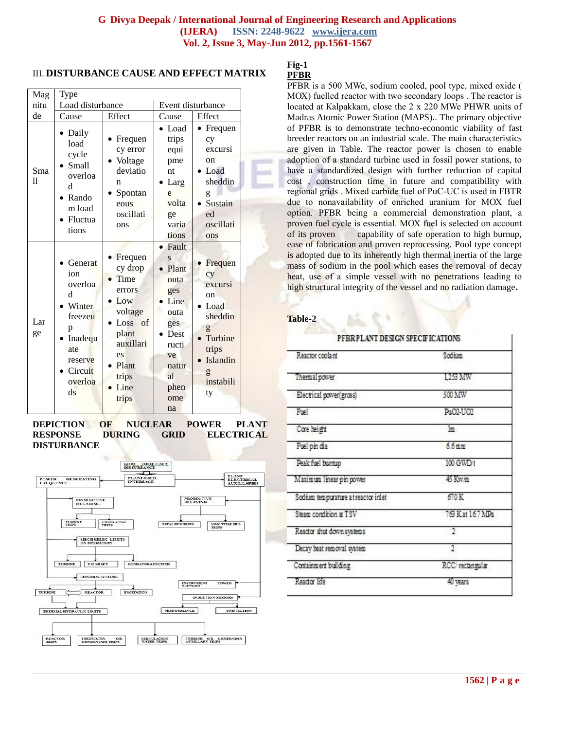## III. DISTURBANCE CAUSE AND EFFECT MATRIX

| Magnitude | Type | | | |
|---|---|---|---|---|
| | Load disturbance | | Event disturbance | |
| | Cause | Effect | Cause | Effect |
| Small | • Daily load cycle<br>• Small overload<br>• Random load<br>• Fluctuations | • Frequency error<br>• Voltage deviation<br>• Spontaneous oscillations | • Load trips equipment<br>• Large voltage variations | • Frequency excursion<br>• Load shedding<br>• Sustained oscillations |
| Large | • Generation overload<br>• Winter freezeup<br>• Inadequate reserve<br>• Circuit overloads | • Frequency drop<br>• Time errors<br>• Low voltage<br>• Loss of plant auxillaries<br>• Plant trips<br>• Line trips | • Faults<br>• Plant outages<br>• Line outages<br>• Destructive natural phenomena | • Frequency excursion<br>• Load shedding<br>• Turbine trips<br>• Islanding instability |

**DEPICTION OF NUCLEAR POWER PLANT RESPONSE DURING GRID ELECTRICAL DISTURBANCE**

GRID FREQUENCY DISTURBANCE → PLANT/GRID INTERFACE; POWER GENERATING FREQUENCY; PLANT ELECTRICAL AUXILLARIES; PROTECTIVE RELAYING; PROTECTIVE RELAYING; TURBINE TRIPS; GENERATING TRIPS; VITAL BUS TRIPS; NON VITAL BUS TRIPS; MECH&ELEC LIMITS ON OPERATION; TURBINE; T-G SHAFT; GENERATOR&EXCITER; CONTROL SYSTEMS; INSTRUMENT POWER SUPPLIES; TURBINE; REACTOR; EXCITATION; INDUCTION MOTORS; THERMAL HYDRAULIC LIMITS; PERFORMANCE; PROTECTION; REACTOR TRIPS; FEEDWATER OR CONDENSATE TRIPS; CIRCULATION WATER TRIPS; TURBINE OR GENERATOR AUXILLARY TRIPS

**Fig-1**

**PFBR**

PFBR is a 500 MWe, sodium cooled, pool type, mixed oxide ( MOX) fuelled reactor with two secondary loops . The reactor is located at Kalpakkam, close the 2 x 220 MWe PHWR units of Madras Atomic Power Station (MAPS).. The primary objective of PFBR is to demonstrate techno-economic viability of fast breeder reactors on an industrial scale. The main characteristics are given in Table. The reactor power is chosen to enable adoption of a standard turbine used in fossil power stations, to have a standardized design with further reduction of capital cost , construction time in future and compatibility with regional grids . Mixed carbide fuel of PuC-UC is used in FBTR due to nonavailability of enriched uranium for MOX fuel option. PFBR being a commercial demonstration plant, a proven fuel cycle is essential. MOX fuel is selected on account of its proven capability of safe operation to high burnup, ease of fabrication and proven reprocessing. Pool type concept is adopted due to its inherently high thermal inertia of the large mass of sodium in the pool which eases the removal of decay heat, use of a simple vessel with no penetrations leading to high structural integrity of the vessel and no radiation damage.

**Table-2**

| PFBR PLANT DESIGN SPECIFICATIONS | |
|---|---|
| Reactor coolant | Sodium |
| Thermal power | 1,253 MW |
| Electrical power(gross) | 500 MW |
| Fuel | $PuO_2$-$UO_2$ |
| Core height | 1m |
| Fuel pin dia | 6.6 mm |
| Peak fuel burnup | 100 GWD/t |
| Maximum linear pin power | 45 Kw/m |
| Sodium tempurature at reactor inlet | 670 K |
| Steam condition at TSV | 763 K at 16.7 MPa |
| Reactor shut down systems | 2 |
| Decay heat removal system | 2 |
| Containment building | RCC/ rectangular |
| Reactor life | 40 years |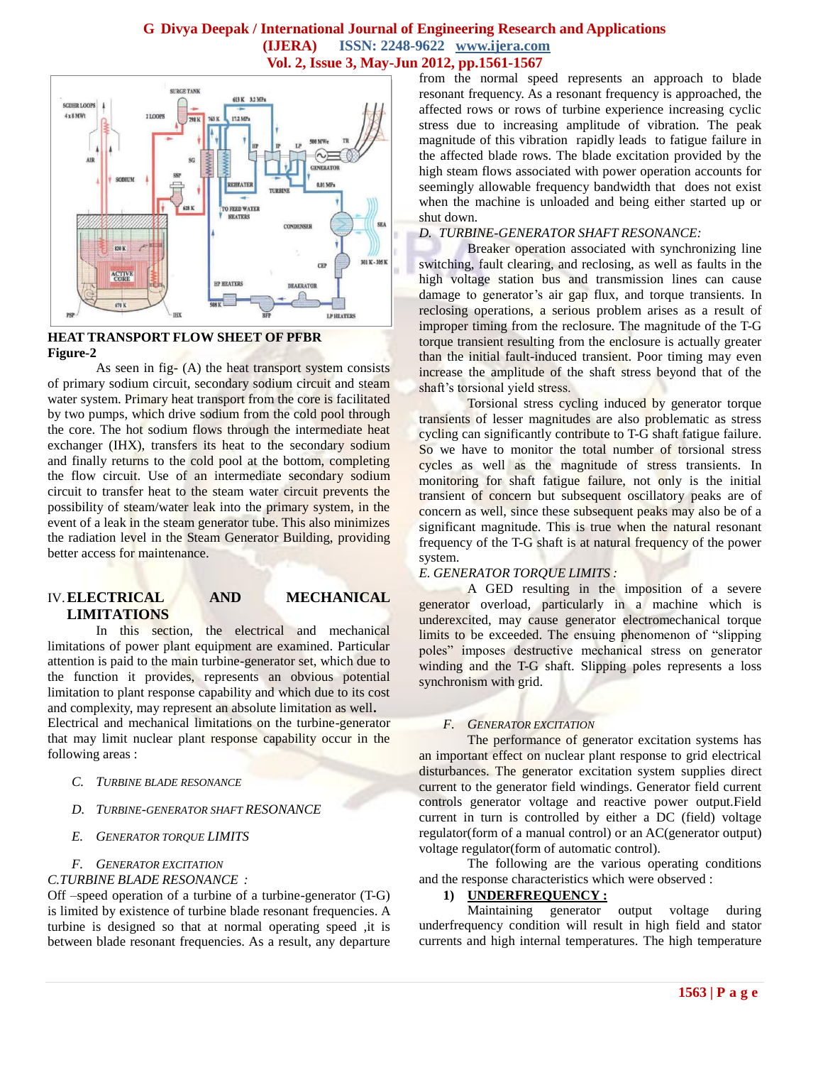HEAT TRANSPORT FLOW SHEET OF PFBR
**Figure-2**

As seen in fig- (A) the heat transport system consists of primary sodium circuit, secondary sodium circuit and steam water system. Primary heat transport from the core is facilitated by two pumps, which drive sodium from the cold pool through the core. The hot sodium flows through the intermediate heat exchanger (IHX), transfers its heat to the secondary sodium and finally returns to the cold pool at the bottom, completing the flow circuit. Use of an intermediate secondary sodium circuit to transfer heat to the steam water circuit prevents the possibility of steam/water leak into the primary system, in the event of a leak in the steam generator tube. This also minimizes the radiation level in the Steam Generator Building, providing better access for maintenance.

## IV. ELECTRICAL AND MECHANICAL LIMITATIONS

In this section, the electrical and mechanical limitations of power plant equipment are examined. Particular attention is paid to the main turbine-generator set, which due to the function it provides, represents an obvious potential limitation to plant response capability and which due to its cost and complexity, may represent an absolute limitation as well.
Electrical and mechanical limitations on the turbine-generator that may limit nuclear plant response capability occur in the following areas :

- C. *TURBINE BLADE RESONANCE*
- D. *TURBINE-GENERATOR SHAFT RESONANCE*
- E. *GENERATOR TORQUE LIMITS*
- F. *GENERATOR EXCITATION*

### *C.TURBINE BLADE RESONANCE :*

Off –speed operation of a turbine of a turbine-generator (T-G) is limited by existence of turbine blade resonant frequencies. A turbine is designed so that at normal operating speed ,it is between blade resonant frequencies. As a result, any departure from the normal speed represents an approach to blade resonant frequency. As a resonant frequency is approached, the affected rows or rows of turbine experience increasing cyclic stress due to increasing amplitude of vibration. The peak magnitude of this vibration rapidly leads to fatigue failure in the affected blade rows. The blade excitation provided by the high steam flows associated with power operation accounts for seemingly allowable frequency bandwidth that does not exist when the machine is unloaded and being either started up or shut down.

### *D. TURBINE-GENERATOR SHAFT RESONANCE:*

Breaker operation associated with synchronizing line switching, fault clearing, and reclosing, as well as faults in the high voltage station bus and transmission lines can cause damage to generator's air gap flux, and torque transients. In reclosing operations, a serious problem arises as a result of improper timing from the reclosure. The magnitude of the T-G torque transient resulting from the enclosure is actually greater than the initial fault-induced transient. Poor timing may even increase the amplitude of the shaft stress beyond that of the shaft's torsional yield stress.

Torsional stress cycling induced by generator torque transients of lesser magnitudes are also problematic as stress cycling can significantly contribute to T-G shaft fatigue failure. So we have to monitor the total number of torsional stress cycles as well as the magnitude of stress transients. In monitoring for shaft fatigue failure, not only is the initial transient of concern but subsequent oscillatory peaks are of concern as well, since these subsequent peaks may also be of a significant magnitude. This is true when the natural resonant frequency of the T-G shaft is at natural frequency of the power system.

### *E. GENERATOR TORQUE LIMITS :*

A GED resulting in the imposition of a severe generator overload, particularly in a machine which is underexcited, may cause generator electromechanical torque limits to be exceeded. The ensuing phenomenon of "slipping poles" imposes destructive mechanical stress on generator winding and the T-G shaft. Slipping poles represents a loss synchronism with grid.

### *F. GENERATOR EXCITATION*

The performance of generator excitation systems has an important effect on nuclear plant response to grid electrical disturbances. The generator excitation system supplies direct current to the generator field windings. Generator field current controls generator voltage and reactive power output.Field current in turn is controlled by either a DC (field) voltage regulator(form of a manual control) or an AC(generator output) voltage regulator(form of automatic control).

The following are the various operating conditions and the response characteristics which were observed :

1) **UNDERFREQUENCY :**

Maintaining generator output voltage during underfrequency condition will result in high field and stator currents and high internal temperatures. The high temperature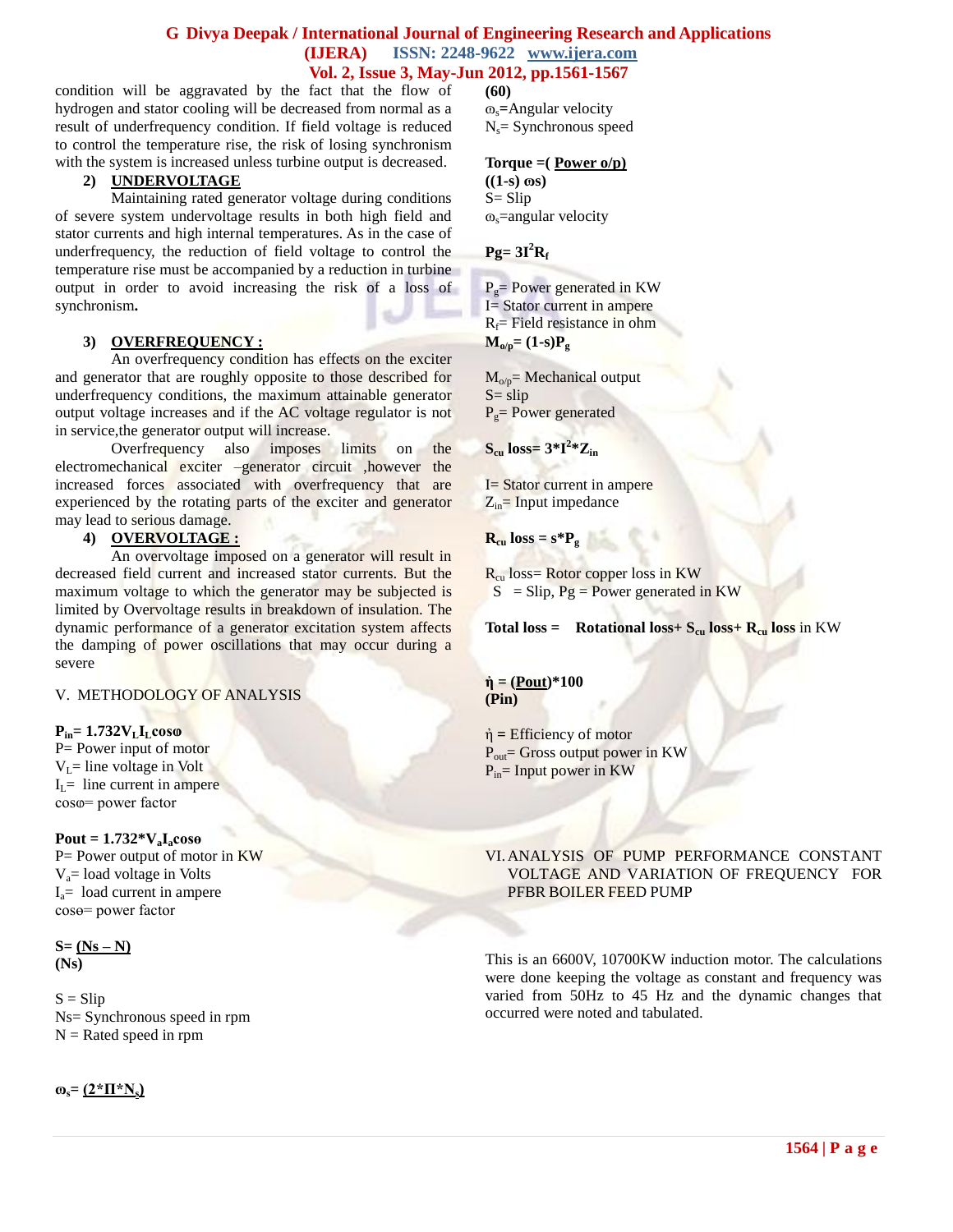condition will be aggravated by the fact that the flow of hydrogen and stator cooling will be decreased from normal as a result of underfrequency condition. If field voltage is reduced to control the temperature rise, the risk of losing synchronism with the system is increased unless turbine output is decreased.

2) **UNDERVOLTAGE**

Maintaining rated generator voltage during conditions of severe system undervoltage results in both high field and stator currents and high internal temperatures. As in the case of underfrequency, the reduction of field voltage to control the temperature rise must be accompanied by a reduction in turbine output in order to avoid increasing the risk of a loss of synchronism**.**

3) **OVERFREQUENCY :**

An overfrequency condition has effects on the exciter and generator that are roughly opposite to those described for underfrequency conditions, the maximum attainable generator output voltage increases and if the AC voltage regulator is not in service,the generator output will increase.

Overfrequency also imposes limits on the electromechanical exciter –generator circuit ,however the increased forces associated with overfrequency that are experienced by the rotating parts of the exciter and generator may lead to serious damage.

4) **OVERVOLTAGE :**

An overvoltage imposed on a generator will result in decreased field current and increased stator currents. But the maximum voltage to which the generator may be subjected is limited by Overvoltage results in breakdown of insulation. The dynamic performance of a generator excitation system affects the damping of power oscillations that may occur during a severe

## V. METHODOLOGY OF ANALYSIS

$$P_{in}= 1.732 V_L I_L \cos\varphi$$

P= Power input of motor
$V_L$= line voltage in Volt
$I_L$= line current in ampere
$\cos\varphi$= power factor

$$P_{out} = 1.732 * V_a I_a \cos\theta$$

P= Power output of motor in KW
$V_a$= load voltage in Volts
$I_a$= load current in ampere
$\cos\theta$= power factor

$$S= \frac{(Ns - N)}{(Ns)}$$

S = Slip
Ns= Synchronous speed in rpm
N = Rated speed in rpm

$$\omega_s= \frac{(2*\Pi*N_s)}{(60)}$$

$\omega_s$=Angular velocity
$N_s$= Synchronous speed

$$\text{Torque} = \frac{(\text{Power o/p})}{((1\text{-}s)\ \omega s)}$$

S= Slip
$\omega_s$=angular velocity

$$P_g= 3I^2R_f$$

$P_g$= Power generated in KW
I= Stator current in ampere
$R_f$= Field resistance in ohm

$$M_{o/p}= (1\text{-}s)P_g$$

$M_{o/p}$= Mechanical output
S= slip
$P_g$= Power generated

$$S_{cu}\ \text{loss}= 3*I^2*Z_{in}$$

I= Stator current in ampere
$Z_{in}$= Input impedance

$$R_{cu}\ \text{loss} = s*P_g$$

$R_{cu}$ loss= Rotor copper loss in KW
S = Slip, Pg = Power generated in KW

**Total loss = Rotational loss+ $S_{cu}$ loss+ $R_{cu}$ loss** in KW

$$\eta = \frac{(P_{out})}{(P_{in})}*100$$

$\eta$ = Efficiency of motor
$P_{out}$= Gross output power in KW
$P_{in}$= Input power in KW

## VI. ANALYSIS OF PUMP PERFORMANCE CONSTANT VOLTAGE AND VARIATION OF FREQUENCY FOR PFBR BOILER FEED PUMP

This is an 6600V, 10700KW induction motor. The calculations were done keeping the voltage as constant and frequency was varied from 50Hz to 45 Hz and the dynamic changes that occurred were noted and tabulated.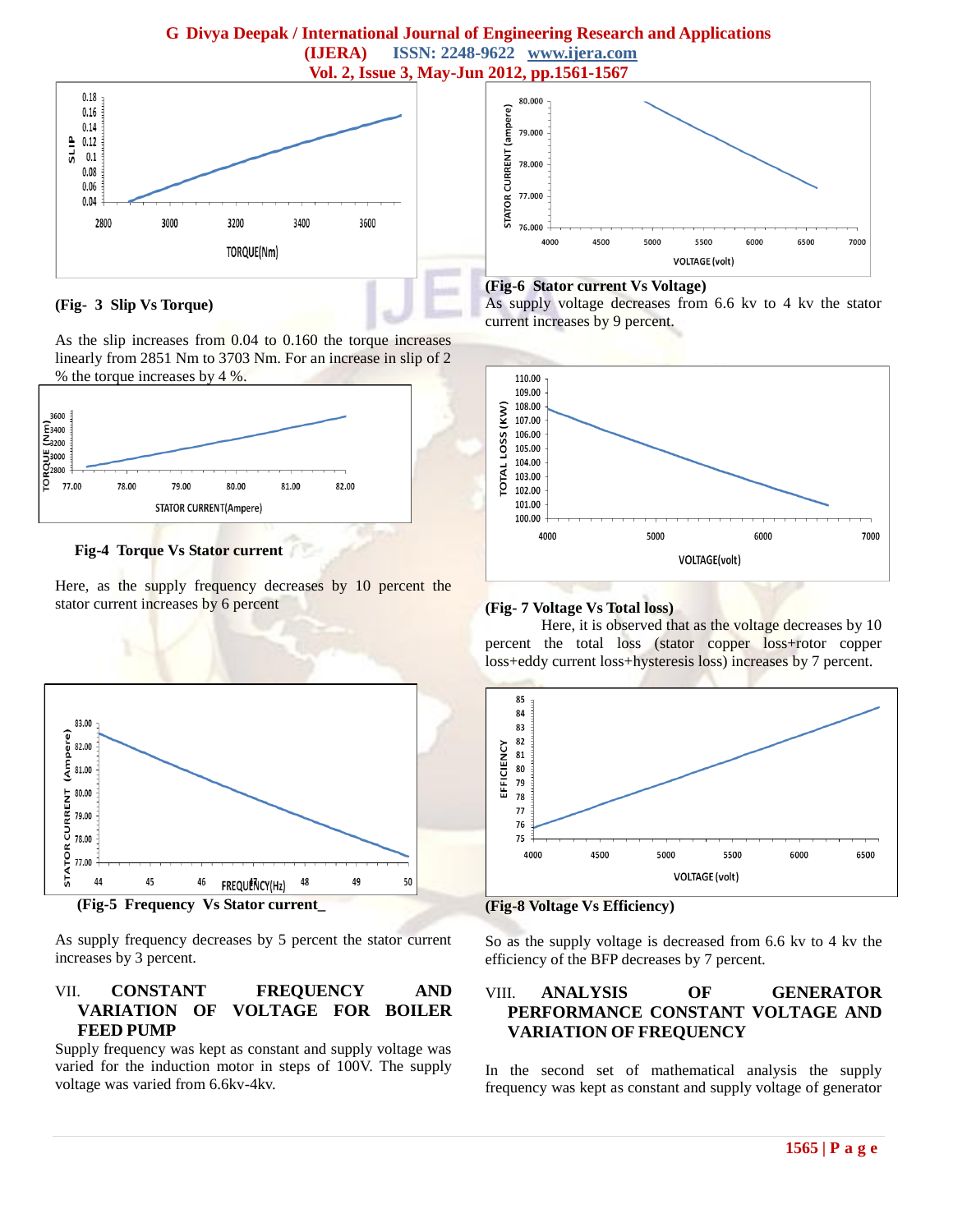(Fig- 3 Slip Vs Torque)

As the slip increases from 0.04 to 0.160 the torque increases linearly from 2851 Nm to 3703 Nm. For an increase in slip of 2 % the torque increases by 4 %.

Fig-4 Torque Vs Stator current

Here, as the supply frequency decreases by 10 percent the stator current increases by 6 percent

(Fig-5 Frequency Vs Stator current_

As supply frequency decreases by 5 percent the stator current increases by 3 percent.

## VII. CONSTANT FREQUENCY AND VARIATION OF VOLTAGE FOR BOILER FEED PUMP

Supply frequency was kept as constant and supply voltage was varied for the induction motor in steps of 100V. The supply voltage was varied from 6.6kv-4kv.

(Fig-6 Stator current Vs Voltage)

As supply voltage decreases from 6.6 kv to 4 kv the stator current increases by 9 percent.

(Fig- 7 Voltage Vs Total loss)

Here, it is observed that as the voltage decreases by 10 percent the total loss (stator copper loss+rotor copper loss+eddy current loss+hysteresis loss) increases by 7 percent.

(Fig-8 Voltage Vs Efficiency)

So as the supply voltage is decreased from 6.6 kv to 4 kv the efficiency of the BFP decreases by 7 percent.

## VIII. ANALYSIS OF GENERATOR PERFORMANCE CONSTANT VOLTAGE AND VARIATION OF FREQUENCY

In the second set of mathematical analysis the supply frequency was kept as constant and supply voltage of generator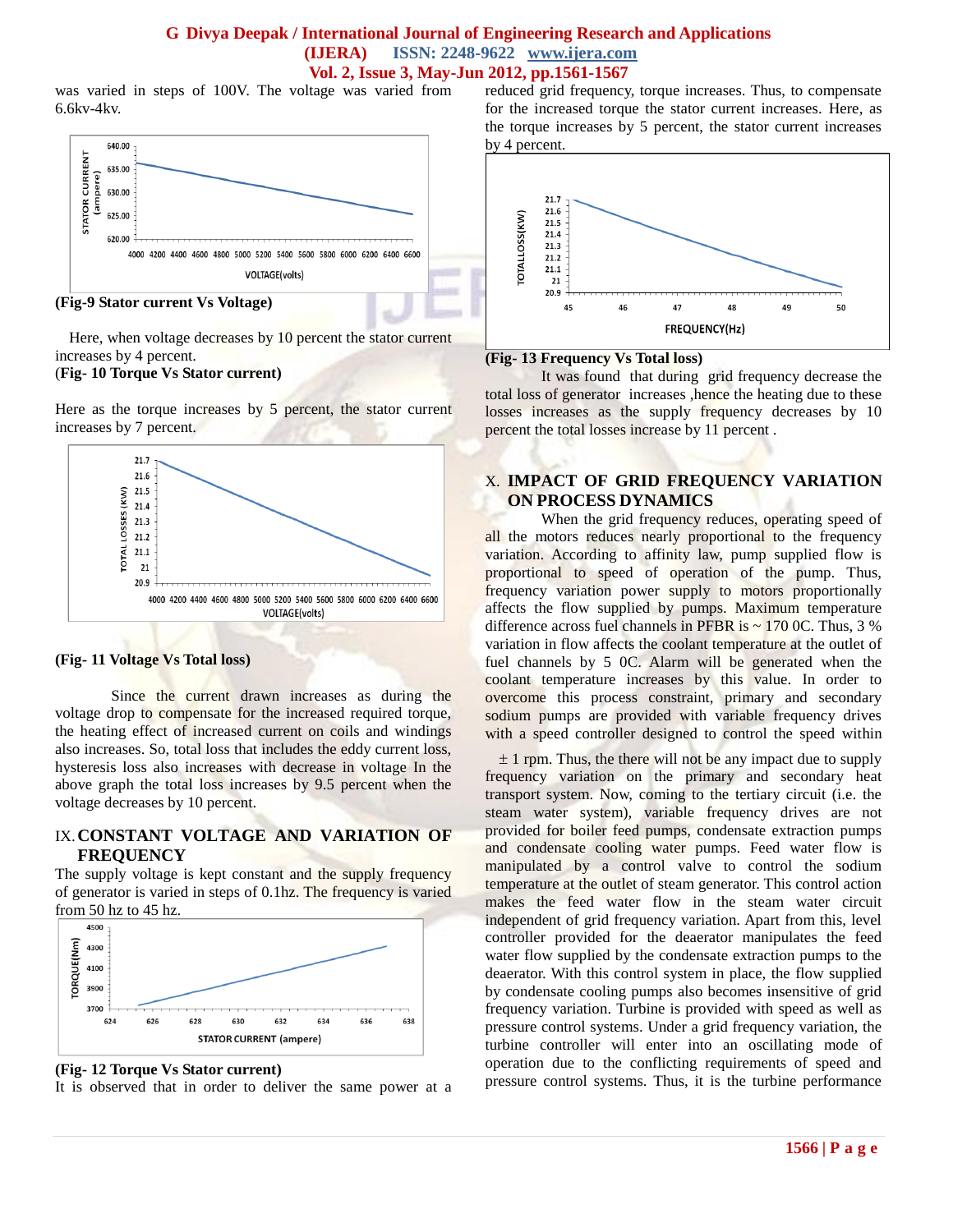was varied in steps of 100V. The voltage was varied from 6.6kv-4kv.

(Fig-9 Stator current Vs Voltage)

Here, when voltage decreases by 10 percent the stator current increases by 4 percent.

(Fig- 10 Torque Vs Stator current)

Here as the torque increases by 5 percent, the stator current increases by 7 percent.

(Fig- 11 Voltage Vs Total loss)

Since the current drawn increases as during the voltage drop to compensate for the increased required torque, the heating effect of increased current on coils and windings also increases. So, total loss that includes the eddy current loss, hysteresis loss also increases with decrease in voltage In the above graph the total loss increases by 9.5 percent when the voltage decreases by 10 percent.

## IX. CONSTANT VOLTAGE AND VARIATION OF FREQUENCY

The supply voltage is kept constant and the supply frequency of generator is varied in steps of 0.1hz. The frequency is varied from 50 hz to 45 hz.

(Fig- 12 Torque Vs Stator current)

It is observed that in order to deliver the same power at a reduced grid frequency, torque increases. Thus, to compensate for the increased torque the stator current increases. Here, as the torque increases by 5 percent, the stator current increases by 4 percent.

(Fig- 13 Frequency Vs Total loss)

It was found that during grid frequency decrease the total loss of generator increases ,hence the heating due to these losses increases as the supply frequency decreases by 10 percent the total losses increase by 11 percent .

## X. IMPACT OF GRID FREQUENCY VARIATION ON PROCESS DYNAMICS

When the grid frequency reduces, operating speed of all the motors reduces nearly proportional to the frequency variation. According to affinity law, pump supplied flow is proportional to speed of operation of the pump. Thus, frequency variation power supply to motors proportionally affects the flow supplied by pumps. Maximum temperature difference across fuel channels in PFBR is ~ 170 0C. Thus, 3 % variation in flow affects the coolant temperature at the outlet of fuel channels by 5 0C. Alarm will be generated when the coolant temperature increases by this value. In order to overcome this process constraint, primary and secondary sodium pumps are provided with variable frequency drives with a speed controller designed to control the speed within ± 1 rpm. Thus, the there will not be any impact due to supply frequency variation on the primary and secondary heat transport system. Now, coming to the tertiary circuit (i.e. the steam water system), variable frequency drives are not provided for boiler feed pumps, condensate extraction pumps and condensate cooling water pumps. Feed water flow is manipulated by a control valve to control the sodium temperature at the outlet of steam generator. This control action makes the feed water flow in the steam water circuit independent of grid frequency variation. Apart from this, level controller provided for the deaerator manipulates the feed water flow supplied by the condensate extraction pumps to the deaerator. With this control system in place, the flow supplied by condensate cooling pumps also becomes insensitive of grid frequency variation. Turbine is provided with speed as well as pressure control systems. Under a grid frequency variation, the turbine controller will enter into an oscillating mode of operation due to the conflicting requirements of speed and pressure control systems. Thus, it is the turbine performance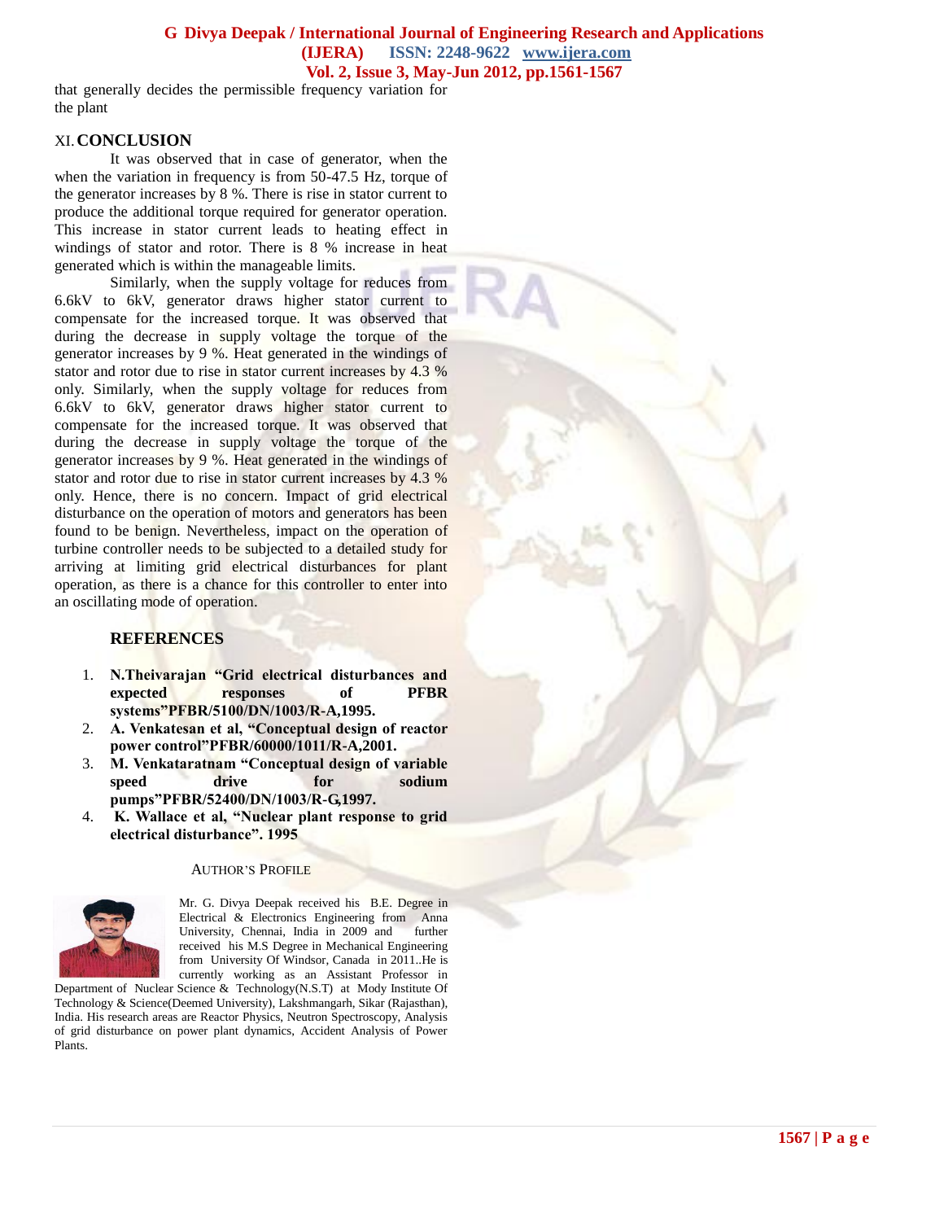that generally decides the permissible frequency variation for the plant

## XI. CONCLUSION

It was observed that in case of generator, when the when the variation in frequency is from 50-47.5 Hz, torque of the generator increases by 8 %. There is rise in stator current to produce the additional torque required for generator operation. This increase in stator current leads to heating effect in windings of stator and rotor. There is 8 % increase in heat generated which is within the manageable limits.

Similarly, when the supply voltage for reduces from 6.6kV to 6kV, generator draws higher stator current to compensate for the increased torque. It was observed that during the decrease in supply voltage the torque of the generator increases by 9 %. Heat generated in the windings of stator and rotor due to rise in stator current increases by 4.3 % only. Similarly, when the supply voltage for reduces from 6.6kV to 6kV, generator draws higher stator current to compensate for the increased torque. It was observed that during the decrease in supply voltage the torque of the generator increases by 9 %. Heat generated in the windings of stator and rotor due to rise in stator current increases by 4.3 % only. Hence, there is no concern. Impact of grid electrical disturbance on the operation of motors and generators has been found to be benign. Nevertheless, impact on the operation of turbine controller needs to be subjected to a detailed study for arriving at limiting grid electrical disturbances for plant operation, as there is a chance for this controller to enter into an oscillating mode of operation.

## REFERENCES

1. **N.Theivarajan "Grid electrical disturbances and expected responses of PFBR systems"PFBR/5100/DN/1003/R-A,1995.**
2. **A. Venkatesan et al, "Conceptual design of reactor power control"PFBR/60000/1011/R-A,2001.**
3. **M. Venkataratnam "Conceptual design of variable speed drive for sodium pumps"PFBR/52400/DN/1003/R-G,1997.**
4. **K. Wallace et al, "Nuclear plant response to grid electrical disturbance". 1995**

AUTHOR'S PROFILE

Mr. G. Divya Deepak received his B.E. Degree in Electrical & Electronics Engineering from Anna University, Chennai, India in 2009 and further received his M.S Degree in Mechanical Engineering from University Of Windsor, Canada in 2011..He is currently working as an Assistant Professor in Department of Nuclear Science & Technology(N.S.T) at Mody Institute Of Technology & Science(Deemed University), Lakshmangarh, Sikar (Rajasthan), India. His research areas are Reactor Physics, Neutron Spectroscopy, Analysis of grid disturbance on power plant dynamics, Accident Analysis of Power Plants.